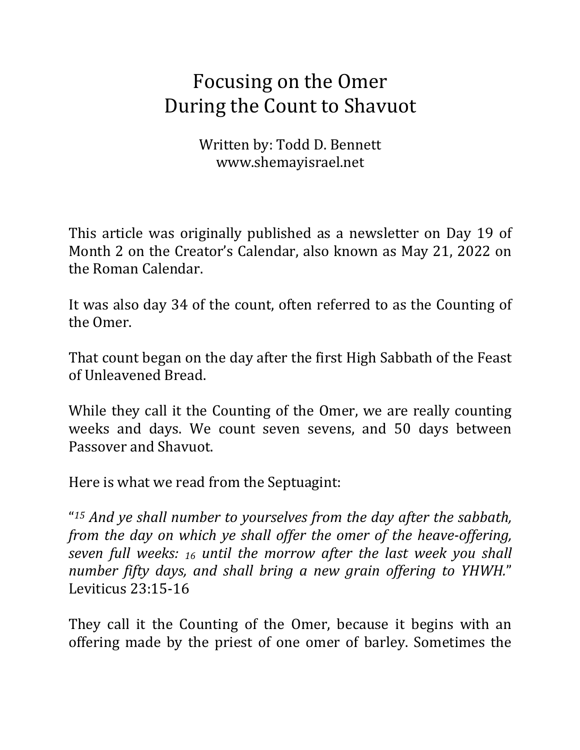# Focusing on the Omer During the Count to Shavuot

Written by: Todd D. Bennett
www.shemayisrael.net

This article was originally published as a newsletter on Day 19 of Month 2 on the Creator's Calendar, also known as May 21, 2022 on the Roman Calendar.

It was also day 34 of the count, often referred to as the Counting of the Omer.

That count began on the day after the first High Sabbath of the Feast of Unleavened Bread.

While they call it the Counting of the Omer, we are really counting weeks and days. We count seven sevens, and 50 days between Passover and Shavuot.

Here is what we read from the Septuagint:

"*15 And ye shall number to yourselves from the day after the sabbath, from the day on which ye shall offer the omer of the heave-offering, seven full weeks: 16 until the morrow after the last week you shall number fifty days, and shall bring a new grain offering to YHWH.*" Leviticus 23:15-16

They call it the Counting of the Omer, because it begins with an offering made by the priest of one omer of barley. Sometimes the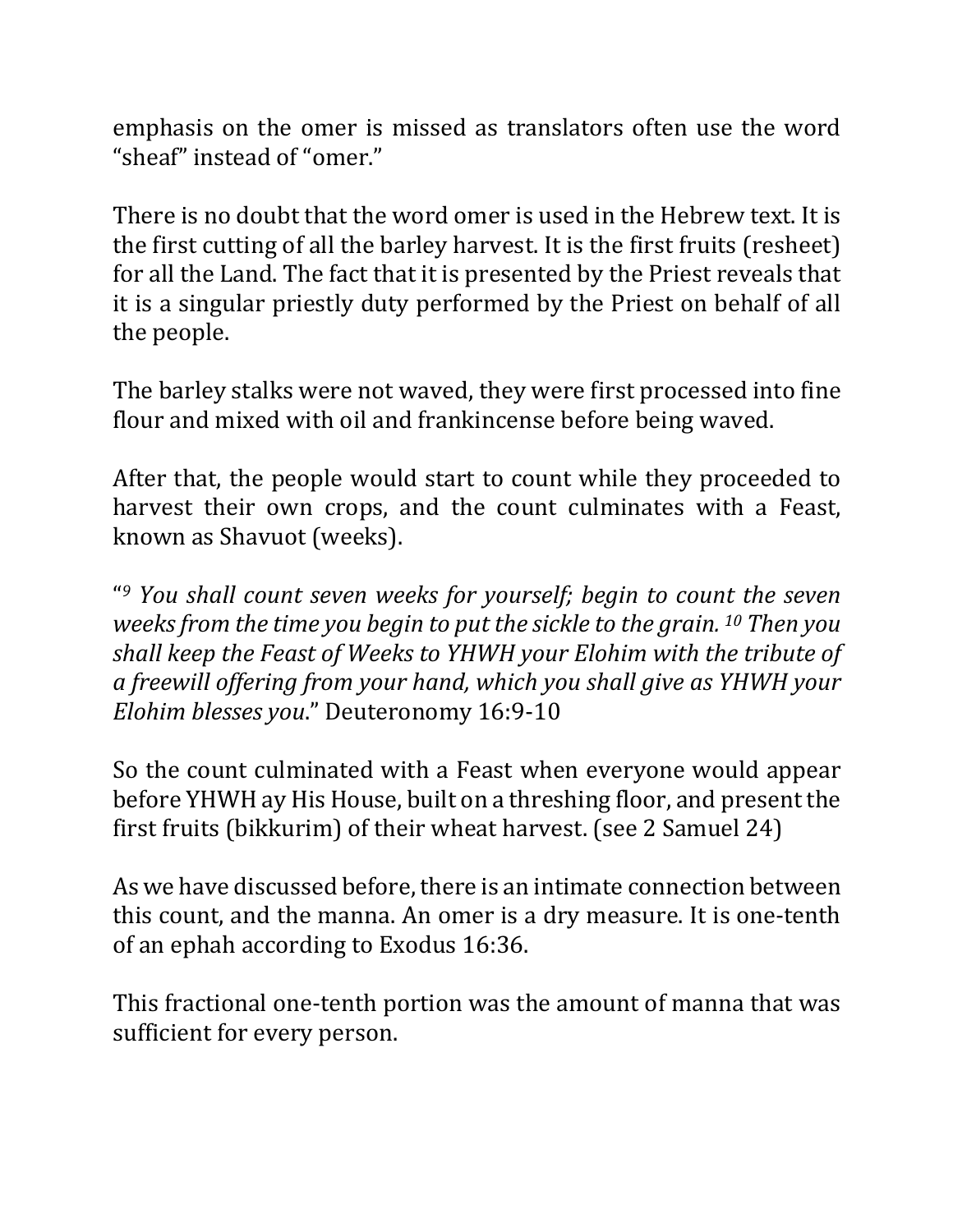emphasis on the omer is missed as translators often use the word "sheaf" instead of "omer."

There is no doubt that the word omer is used in the Hebrew text. It is the first cutting of all the barley harvest. It is the first fruits (resheet) for all the Land. The fact that it is presented by the Priest reveals that it is a singular priestly duty performed by the Priest on behalf of all the people.

The barley stalks were not waved, they were first processed into fine flour and mixed with oil and frankincense before being waved.

After that, the people would start to count while they proceeded to harvest their own crops, and the count culminates with a Feast, known as Shavuot (weeks).

"[9] *You shall count seven weeks for yourself; begin to count the seven weeks from the time you begin to put the sickle to the grain.* [10] *Then you shall keep the Feast of Weeks to YHWH your Elohim with the tribute of a freewill offering from your hand, which you shall give as YHWH your Elohim blesses you*." Deuteronomy 16:9-10

So the count culminated with a Feast when everyone would appear before YHWH ay His House, built on a threshing floor, and present the first fruits (bikkurim) of their wheat harvest. (see 2 Samuel 24)

As we have discussed before, there is an intimate connection between this count, and the manna. An omer is a dry measure. It is one-tenth of an ephah according to Exodus 16:36.

This fractional one-tenth portion was the amount of manna that was sufficient for every person.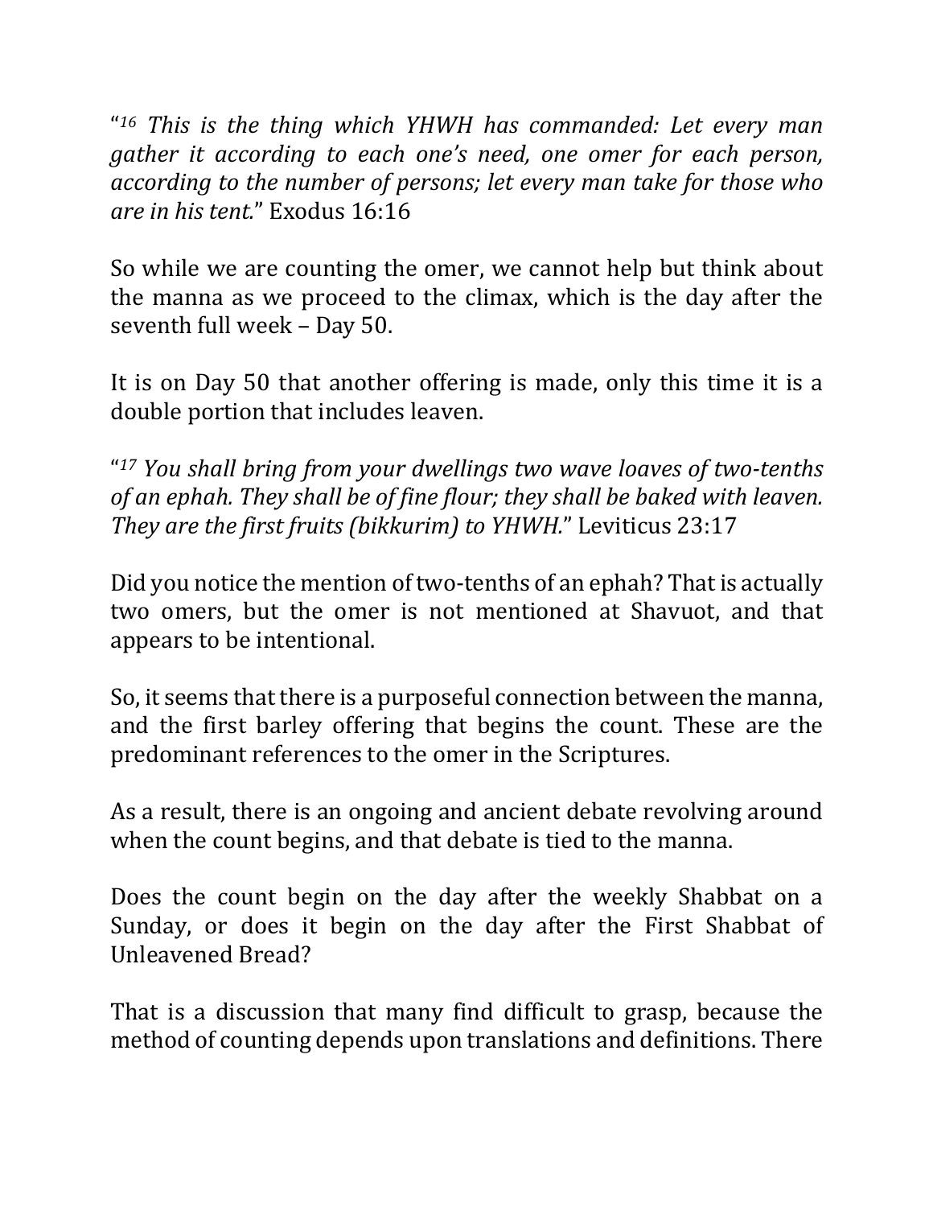"[16] *This is the thing which YHWH has commanded: Let every man gather it according to each one's need, one omer for each person, according to the number of persons; let every man take for those who are in his tent.*" Exodus 16:16

So while we are counting the omer, we cannot help but think about the manna as we proceed to the climax, which is the day after the seventh full week – Day 50.

It is on Day 50 that another offering is made, only this time it is a double portion that includes leaven.

"[17] *You shall bring from your dwellings two wave loaves of two-tenths of an ephah. They shall be of fine flour; they shall be baked with leaven. They are the first fruits (bikkurim) to YHWH.*" Leviticus 23:17

Did you notice the mention of two-tenths of an ephah? That is actually two omers, but the omer is not mentioned at Shavuot, and that appears to be intentional.

So, it seems that there is a purposeful connection between the manna, and the first barley offering that begins the count. These are the predominant references to the omer in the Scriptures.

As a result, there is an ongoing and ancient debate revolving around when the count begins, and that debate is tied to the manna.

Does the count begin on the day after the weekly Shabbat on a Sunday, or does it begin on the day after the First Shabbat of Unleavened Bread?

That is a discussion that many find difficult to grasp, because the method of counting depends upon translations and definitions. There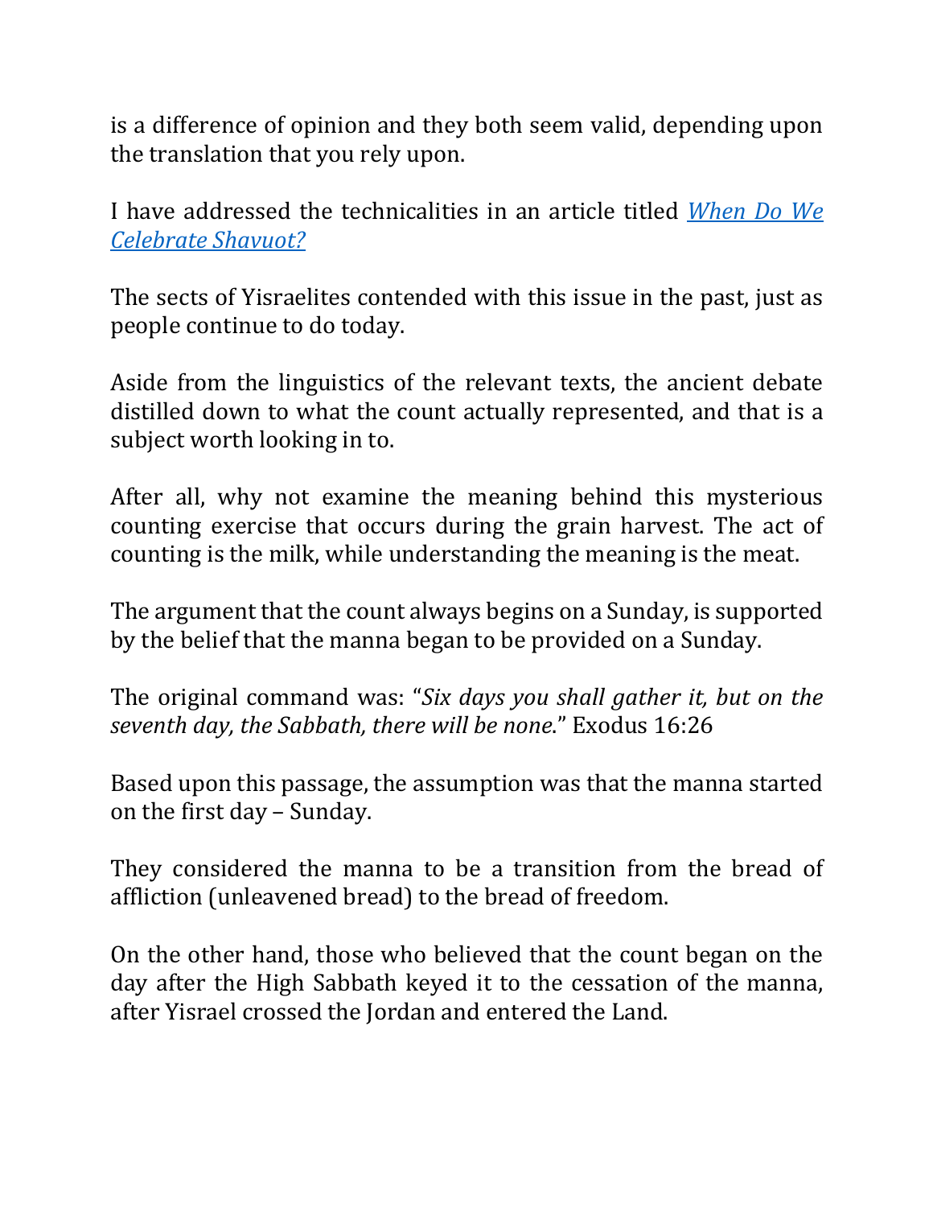is a difference of opinion and they both seem valid, depending upon the translation that you rely upon.

I have addressed the technicalities in an article titled [*When Do We Celebrate Shavuot?*]()

The sects of Yisraelites contended with this issue in the past, just as people continue to do today.

Aside from the linguistics of the relevant texts, the ancient debate distilled down to what the count actually represented, and that is a subject worth looking in to.

After all, why not examine the meaning behind this mysterious counting exercise that occurs during the grain harvest. The act of counting is the milk, while understanding the meaning is the meat.

The argument that the count always begins on a Sunday, is supported by the belief that the manna began to be provided on a Sunday.

The original command was: "*Six days you shall gather it, but on the seventh day, the Sabbath, there will be none.*" Exodus 16:26

Based upon this passage, the assumption was that the manna started on the first day – Sunday.

They considered the manna to be a transition from the bread of affliction (unleavened bread) to the bread of freedom.

On the other hand, those who believed that the count began on the day after the High Sabbath keyed it to the cessation of the manna, after Yisrael crossed the Jordan and entered the Land.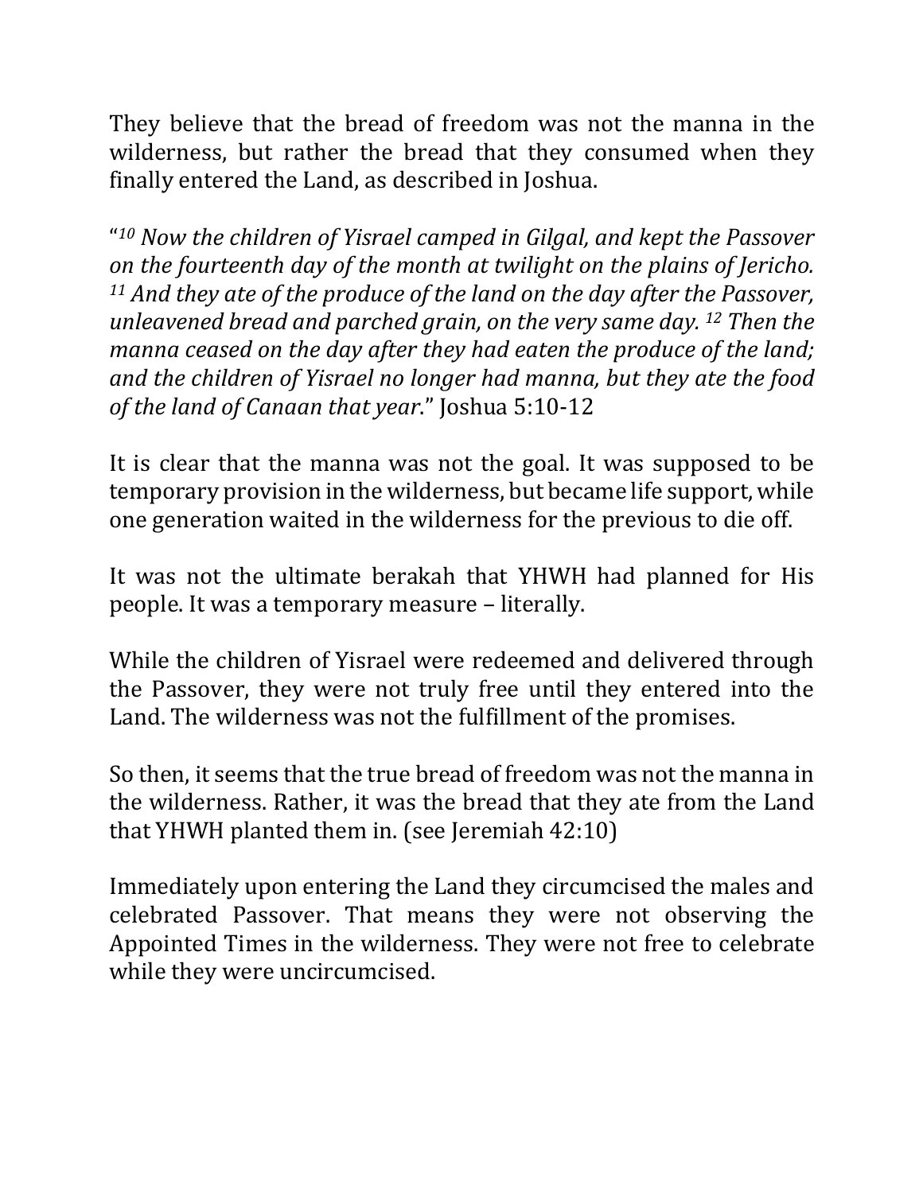They believe that the bread of freedom was not the manna in the wilderness, but rather the bread that they consumed when they finally entered the Land, as described in Joshua.

"*[10] Now the children of Yisrael camped in Gilgal, and kept the Passover on the fourteenth day of the month at twilight on the plains of Jericho. [11] And they ate of the produce of the land on the day after the Passover, unleavened bread and parched grain, on the very same day. [12] Then the manna ceased on the day after they had eaten the produce of the land; and the children of Yisrael no longer had manna, but they ate the food of the land of Canaan that year.*" Joshua 5:10-12

It is clear that the manna was not the goal. It was supposed to be temporary provision in the wilderness, but became life support, while one generation waited in the wilderness for the previous to die off.

It was not the ultimate berakah that YHWH had planned for His people. It was a temporary measure – literally.

While the children of Yisrael were redeemed and delivered through the Passover, they were not truly free until they entered into the Land. The wilderness was not the fulfillment of the promises.

So then, it seems that the true bread of freedom was not the manna in the wilderness. Rather, it was the bread that they ate from the Land that YHWH planted them in. (see Jeremiah 42:10)

Immediately upon entering the Land they circumcised the males and celebrated Passover. That means they were not observing the Appointed Times in the wilderness. They were not free to celebrate while they were uncircumcised.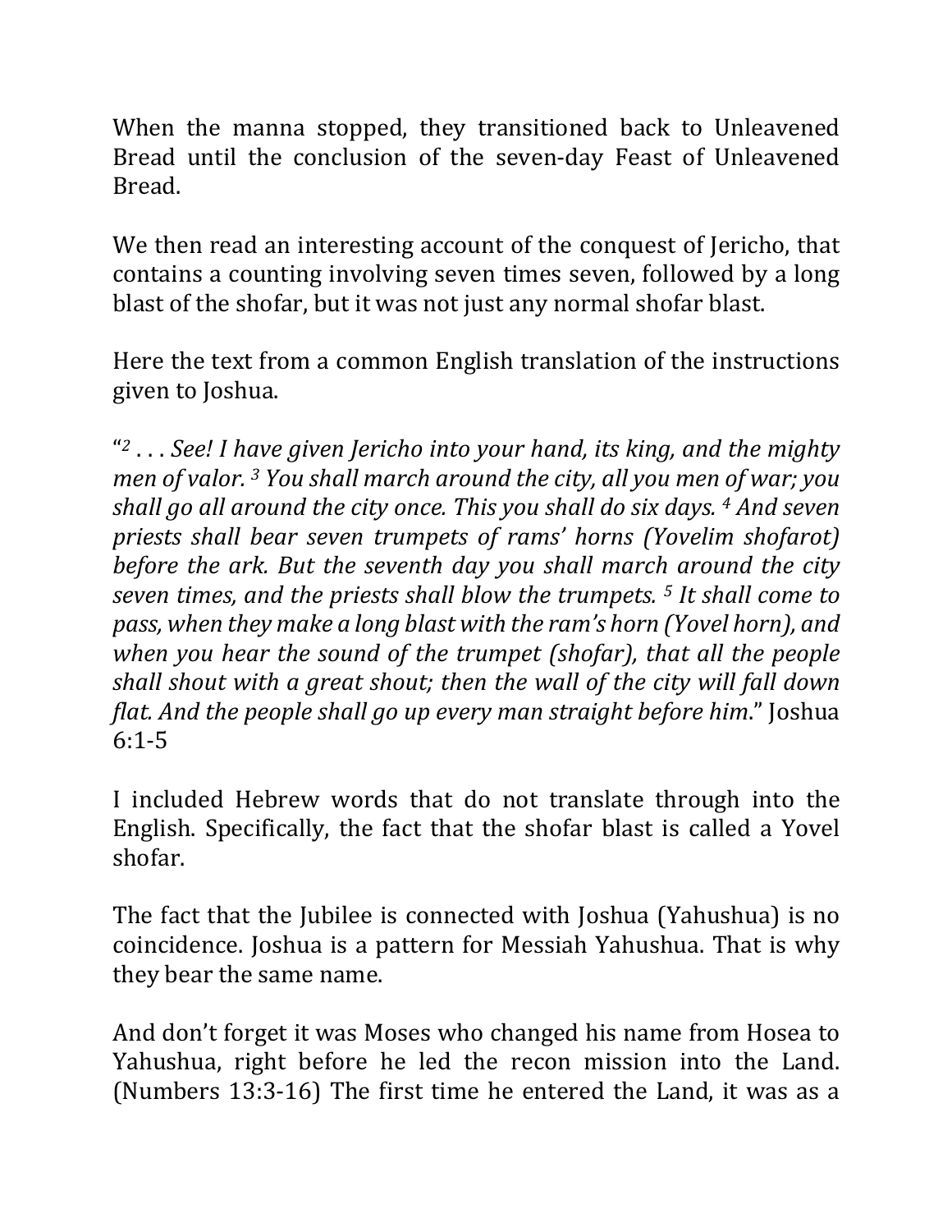When the manna stopped, they transitioned back to Unleavened Bread until the conclusion of the seven-day Feast of Unleavened Bread.

We then read an interesting account of the conquest of Jericho, that contains a counting involving seven times seven, followed by a long blast of the shofar, but it was not just any normal shofar blast.

Here the text from a common English translation of the instructions given to Joshua.

"[2] . . . *See! I have given Jericho into your hand, its king, and the mighty men of valor.* [3] *You shall march around the city, all you men of war; you shall go all around the city once. This you shall do six days.* [4] *And seven priests shall bear seven trumpets of rams' horns (Yovelim shofarot) before the ark. But the seventh day you shall march around the city seven times, and the priests shall blow the trumpets.* [5] *It shall come to pass, when they make a long blast with the ram's horn (Yovel horn), and when you hear the sound of the trumpet (shofar), that all the people shall shout with a great shout; then the wall of the city will fall down flat. And the people shall go up every man straight before him*." Joshua 6:1-5

I included Hebrew words that do not translate through into the English. Specifically, the fact that the shofar blast is called a Yovel shofar.

The fact that the Jubilee is connected with Joshua (Yahushua) is no coincidence. Joshua is a pattern for Messiah Yahushua. That is why they bear the same name.

And don't forget it was Moses who changed his name from Hosea to Yahushua, right before he led the recon mission into the Land. (Numbers 13:3-16) The first time he entered the Land, it was as a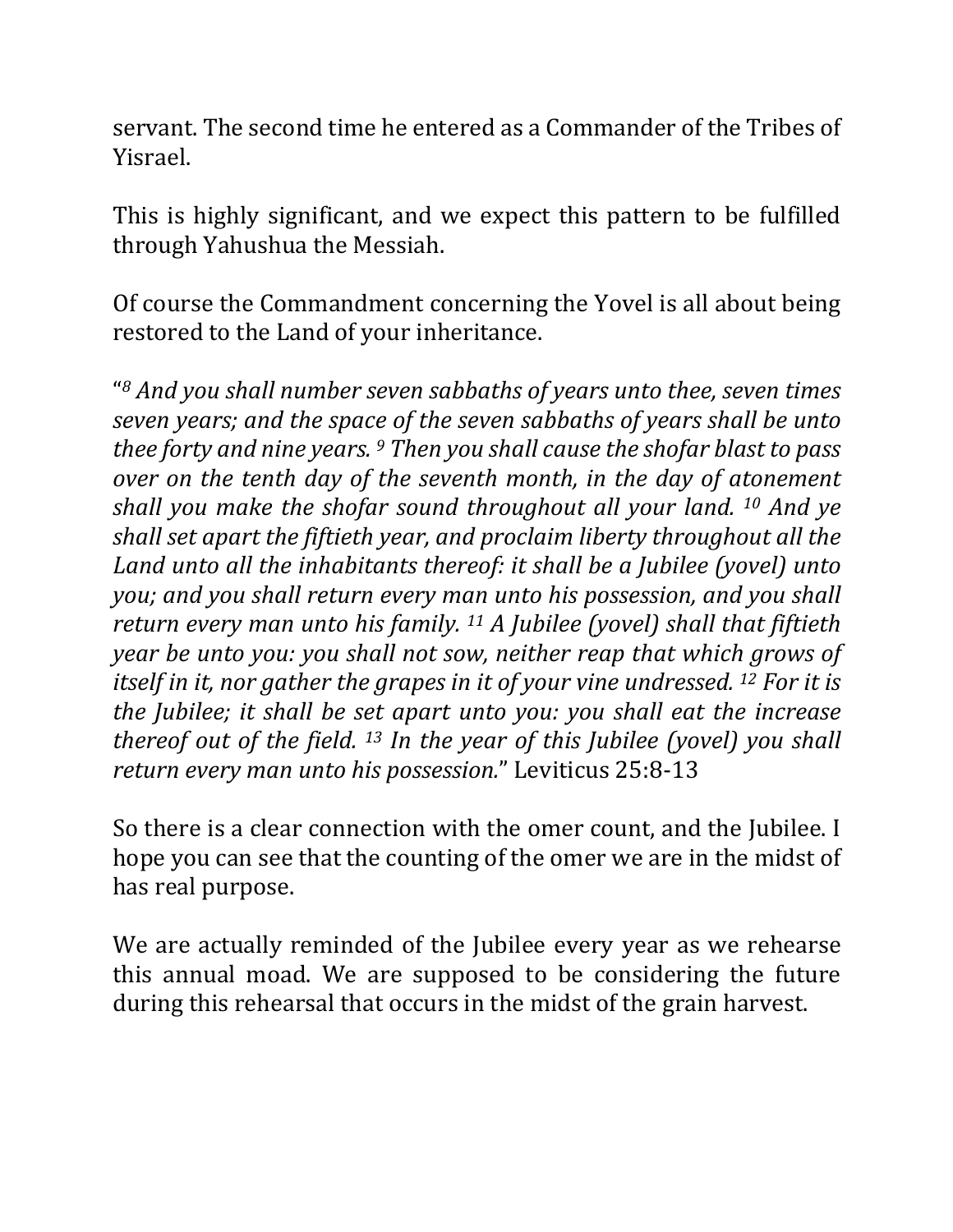servant. The second time he entered as a Commander of the Tribes of Yisrael.

This is highly significant, and we expect this pattern to be fulfilled through Yahushua the Messiah.

Of course the Commandment concerning the Yovel is all about being restored to the Land of your inheritance.

"*[8] And you shall number seven sabbaths of years unto thee, seven times seven years; and the space of the seven sabbaths of years shall be unto thee forty and nine years. [9] Then you shall cause the shofar blast to pass over on the tenth day of the seventh month, in the day of atonement shall you make the shofar sound throughout all your land. [10] And ye shall set apart the fiftieth year, and proclaim liberty throughout all the Land unto all the inhabitants thereof: it shall be a Jubilee (yovel) unto you; and you shall return every man unto his possession, and you shall return every man unto his family. [11] A Jubilee (yovel) shall that fiftieth year be unto you: you shall not sow, neither reap that which grows of itself in it, nor gather the grapes in it of your vine undressed. [12] For it is the Jubilee; it shall be set apart unto you: you shall eat the increase thereof out of the field. [13] In the year of this Jubilee (yovel) you shall return every man unto his possession.*" Leviticus 25:8-13

So there is a clear connection with the omer count, and the Jubilee. I hope you can see that the counting of the omer we are in the midst of has real purpose.

We are actually reminded of the Jubilee every year as we rehearse this annual moad. We are supposed to be considering the future during this rehearsal that occurs in the midst of the grain harvest.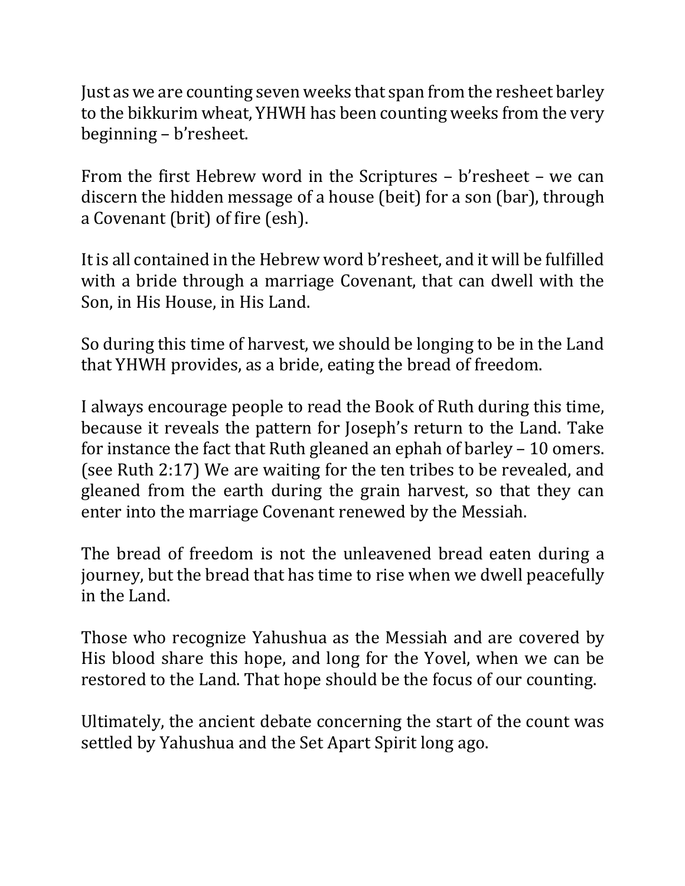Just as we are counting seven weeks that span from the resheet barley to the bikkurim wheat, YHWH has been counting weeks from the very beginning – b'resheet.

From the first Hebrew word in the Scriptures – b'resheet – we can discern the hidden message of a house (beit) for a son (bar), through a Covenant (brit) of fire (esh).

It is all contained in the Hebrew word b'resheet, and it will be fulfilled with a bride through a marriage Covenant, that can dwell with the Son, in His House, in His Land.

So during this time of harvest, we should be longing to be in the Land that YHWH provides, as a bride, eating the bread of freedom.

I always encourage people to read the Book of Ruth during this time, because it reveals the pattern for Joseph's return to the Land. Take for instance the fact that Ruth gleaned an ephah of barley – 10 omers. (see Ruth 2:17) We are waiting for the ten tribes to be revealed, and gleaned from the earth during the grain harvest, so that they can enter into the marriage Covenant renewed by the Messiah.

The bread of freedom is not the unleavened bread eaten during a journey, but the bread that has time to rise when we dwell peacefully in the Land.

Those who recognize Yahushua as the Messiah and are covered by His blood share this hope, and long for the Yovel, when we can be restored to the Land. That hope should be the focus of our counting.

Ultimately, the ancient debate concerning the start of the count was settled by Yahushua and the Set Apart Spirit long ago.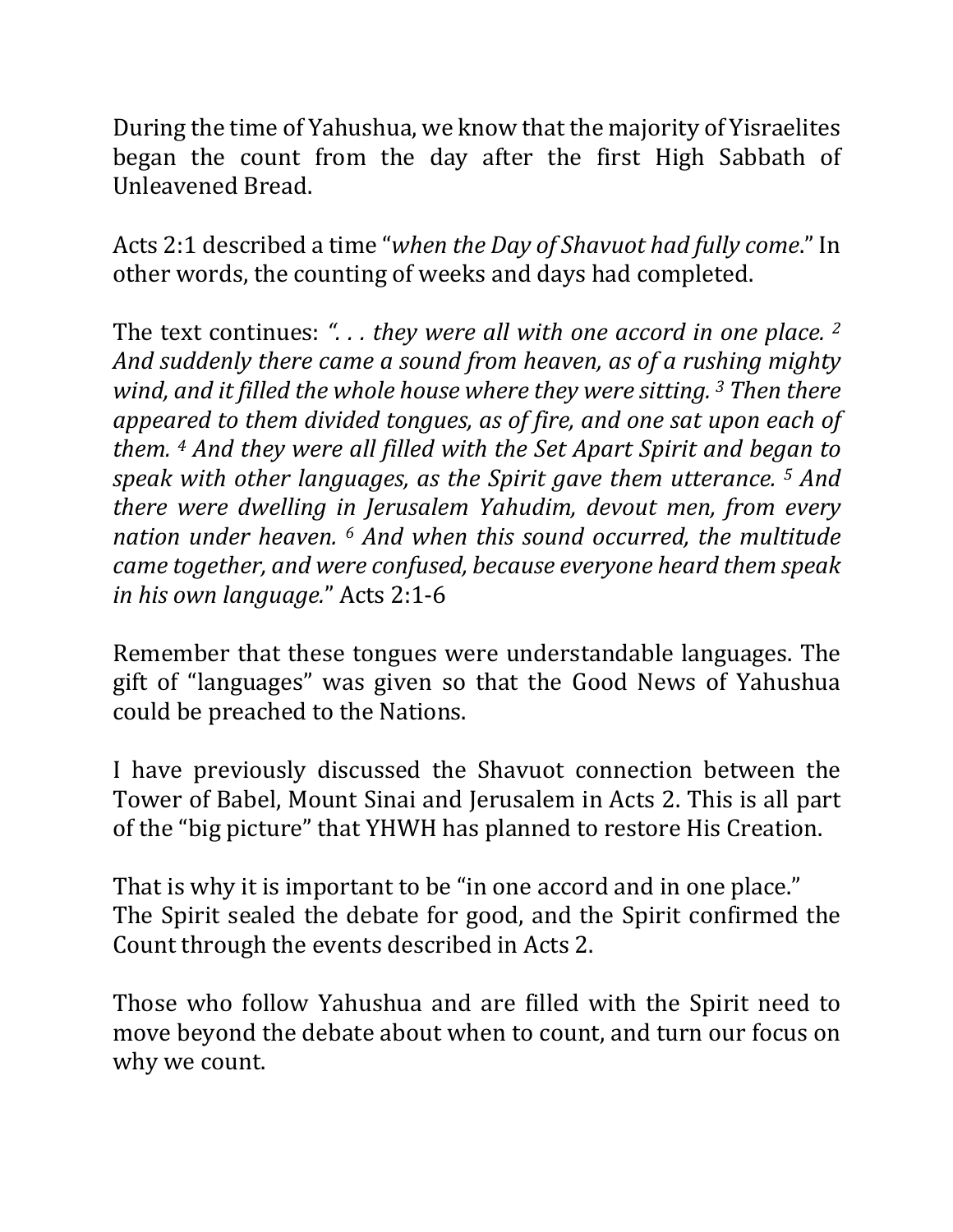During the time of Yahushua, we know that the majority of Yisraelites began the count from the day after the first High Sabbath of Unleavened Bread.

Acts 2:1 described a time "*when the Day of Shavuot had fully come*." In other words, the counting of weeks and days had completed.

The text continues: *". . . they were all with one accord in one place. [2] And suddenly there came a sound from heaven, as of a rushing mighty wind, and it filled the whole house where they were sitting. [3] Then there appeared to them divided tongues, as of fire, and one sat upon each of them. [4] And they were all filled with the Set Apart Spirit and began to speak with other languages, as the Spirit gave them utterance. [5] And there were dwelling in Jerusalem Yahudim, devout men, from every nation under heaven. [6] And when this sound occurred, the multitude came together, and were confused, because everyone heard them speak in his own language.*" Acts 2:1-6

Remember that these tongues were understandable languages. The gift of "languages" was given so that the Good News of Yahushua could be preached to the Nations.

I have previously discussed the Shavuot connection between the Tower of Babel, Mount Sinai and Jerusalem in Acts 2. This is all part of the "big picture" that YHWH has planned to restore His Creation.

That is why it is important to be "in one accord and in one place." The Spirit sealed the debate for good, and the Spirit confirmed the Count through the events described in Acts 2.

Those who follow Yahushua and are filled with the Spirit need to move beyond the debate about when to count, and turn our focus on why we count.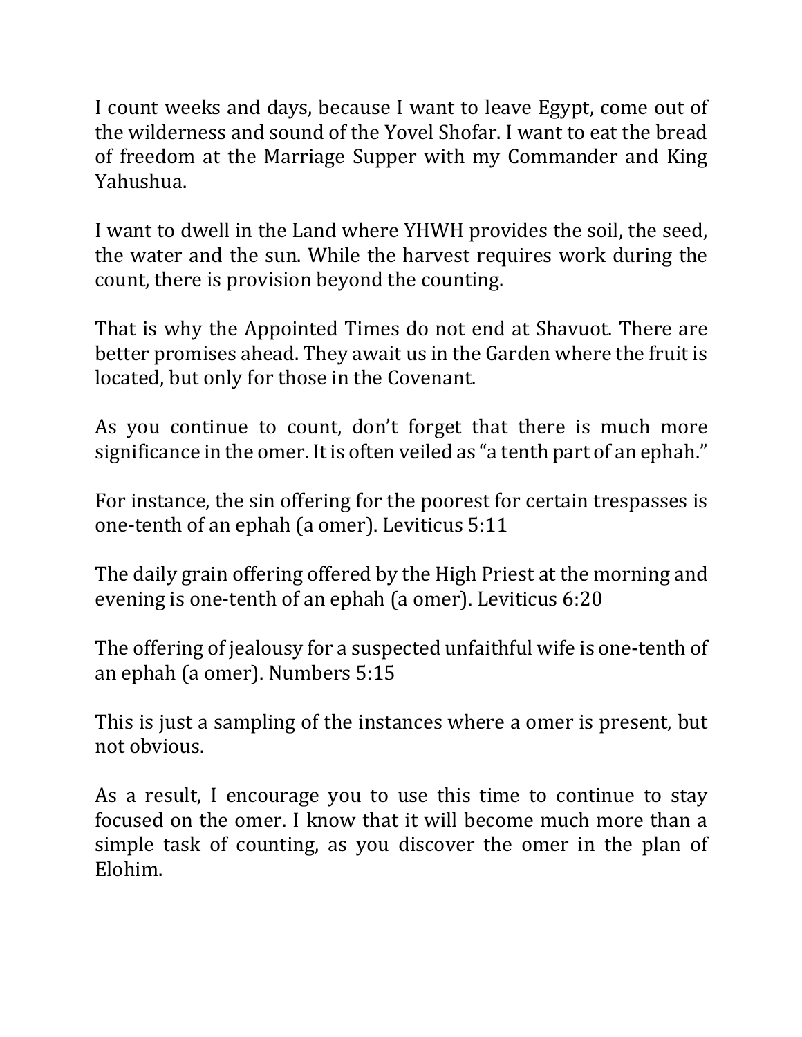I count weeks and days, because I want to leave Egypt, come out of the wilderness and sound of the Yovel Shofar. I want to eat the bread of freedom at the Marriage Supper with my Commander and King Yahushua.

I want to dwell in the Land where YHWH provides the soil, the seed, the water and the sun. While the harvest requires work during the count, there is provision beyond the counting.

That is why the Appointed Times do not end at Shavuot. There are better promises ahead. They await us in the Garden where the fruit is located, but only for those in the Covenant.

As you continue to count, don't forget that there is much more significance in the omer. It is often veiled as "a tenth part of an ephah."

For instance, the sin offering for the poorest for certain trespasses is one-tenth of an ephah (a omer). Leviticus 5:11

The daily grain offering offered by the High Priest at the morning and evening is one-tenth of an ephah (a omer). Leviticus 6:20

The offering of jealousy for a suspected unfaithful wife is one-tenth of an ephah (a omer). Numbers 5:15

This is just a sampling of the instances where a omer is present, but not obvious.

As a result, I encourage you to use this time to continue to stay focused on the omer. I know that it will become much more than a simple task of counting, as you discover the omer in the plan of Elohim.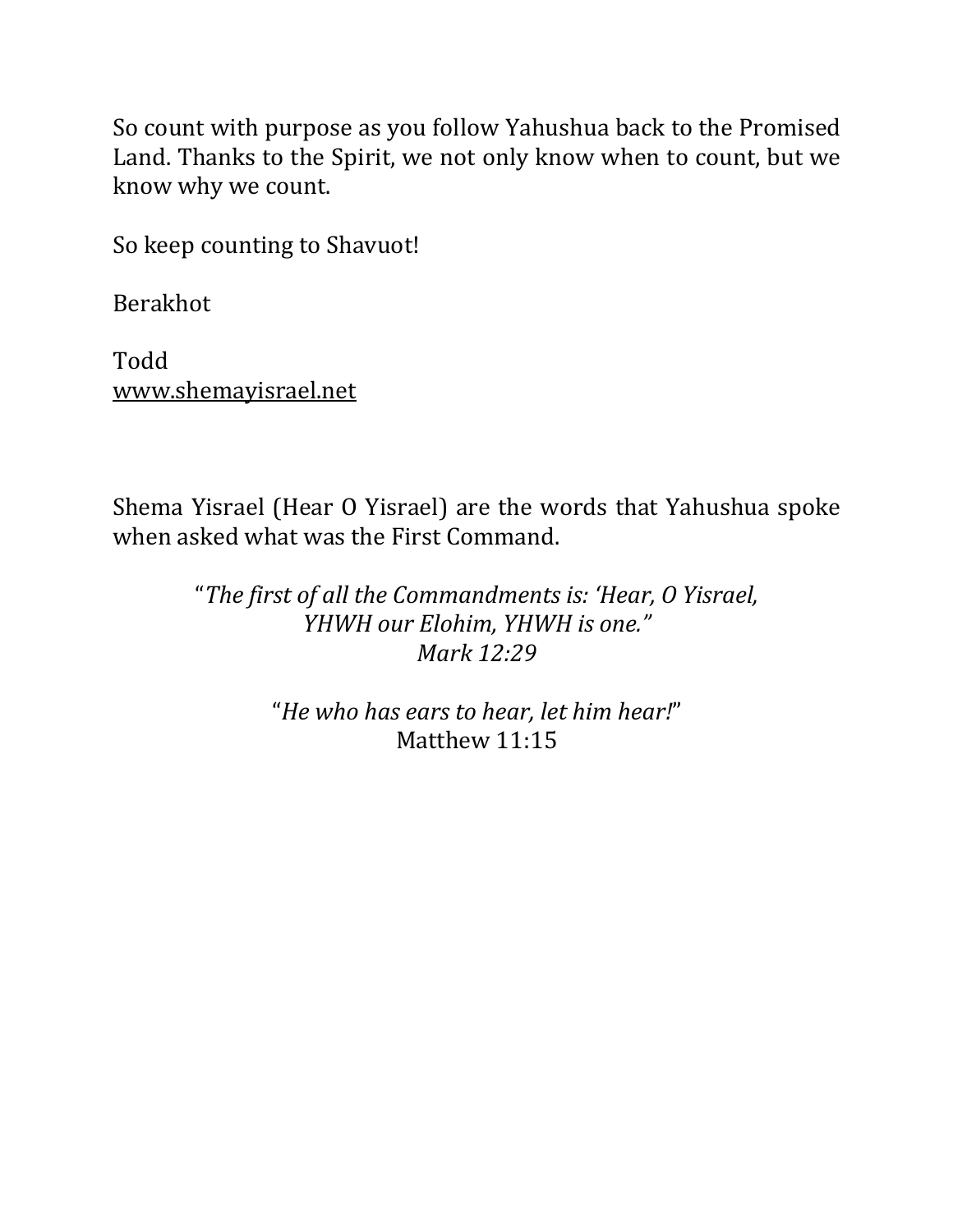So count with purpose as you follow Yahushua back to the Promised Land. Thanks to the Spirit, we not only know when to count, but we know why we count.

So keep counting to Shavuot!

Berakhot

Todd  
www.shemayisrael.net

Shema Yisrael (Hear O Yisrael) are the words that Yahushua spoke when asked what was the First Command.

*"The first of all the Commandments is: 'Hear, O Yisrael, YHWH our Elohim, YHWH is one."*  
*Mark 12:29*

"*He who has ears to hear, let him hear!*"  
Matthew 11:15